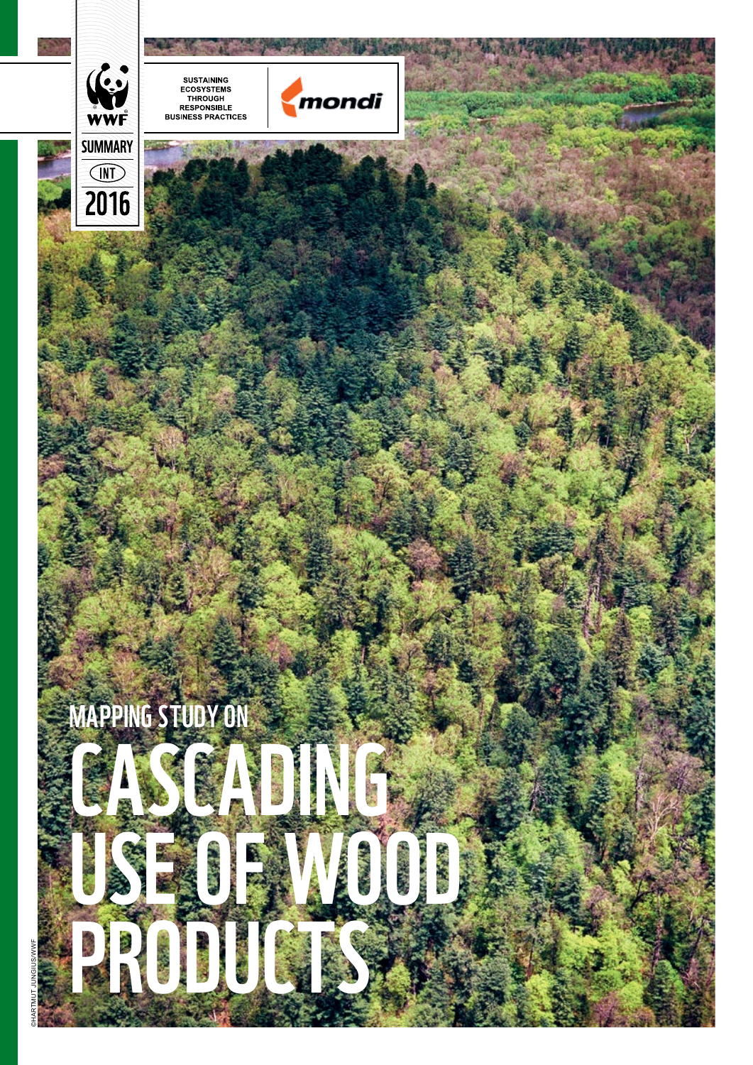WWF

SUMMARY

INT

2016

SUSTAINING ECOSYSTEMS THROUGH RESPONSIBLE BUSINESS PRACTICES

mondi

## MAPPING STUDY ON

# CASCADING USE OF WOOD PRODUCTS

©HARTMUT JUNGIUS/WWF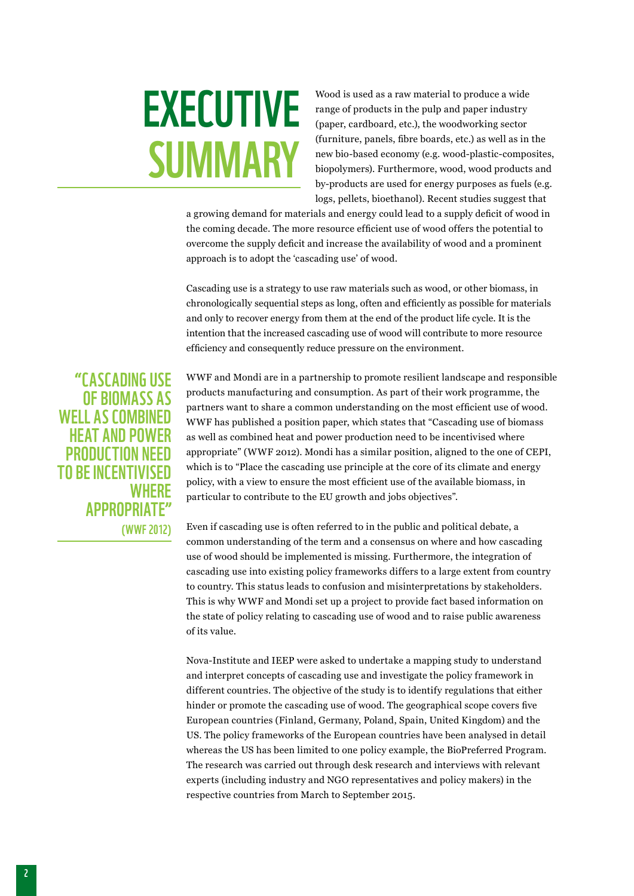# EXECUTIVE SUMMARY

Wood is used as a raw material to produce a wide range of products in the pulp and paper industry (paper, cardboard, etc.), the woodworking sector (furniture, panels, fibre boards, etc.) as well as in the new bio-based economy (e.g. wood-plastic-composites, biopolymers). Furthermore, wood, wood products and by-products are used for energy purposes as fuels (e.g. logs, pellets, bioethanol). Recent studies suggest that a growing demand for materials and energy could lead to a supply deficit of wood in the coming decade. The more resource efficient use of wood offers the potential to overcome the supply deficit and increase the availability of wood and a prominent approach is to adopt the 'cascading use' of wood.

Cascading use is a strategy to use raw materials such as wood, or other biomass, in chronologically sequential steps as long, often and efficiently as possible for materials and only to recover energy from them at the end of the product life cycle. It is the intention that the increased cascading use of wood will contribute to more resource efficiency and consequently reduce pressure on the environment.

> **"CASCADING USE OF BIOMASS AS WELL AS COMBINED HEAT AND POWER PRODUCTION NEED TO BE INCENTIVISED WHERE APPROPRIATE"**
> **(WWF 2012)**

WWF and Mondi are in a partnership to promote resilient landscape and responsible products manufacturing and consumption. As part of their work programme, the partners want to share a common understanding on the most efficient use of wood. WWF has published a position paper, which states that "Cascading use of biomass as well as combined heat and power production need to be incentivised where appropriate" (WWF 2012). Mondi has a similar position, aligned to the one of CEPI, which is to "Place the cascading use principle at the core of its climate and energy policy, with a view to ensure the most efficient use of the available biomass, in particular to contribute to the EU growth and jobs objectives".

Even if cascading use is often referred to in the public and political debate, a common understanding of the term and a consensus on where and how cascading use of wood should be implemented is missing. Furthermore, the integration of cascading use into existing policy frameworks differs to a large extent from country to country. This status leads to confusion and misinterpretations by stakeholders. This is why WWF and Mondi set up a project to provide fact based information on the state of policy relating to cascading use of wood and to raise public awareness of its value.

Nova-Institute and IEEP were asked to undertake a mapping study to understand and interpret concepts of cascading use and investigate the policy framework in different countries. The objective of the study is to identify regulations that either hinder or promote the cascading use of wood. The geographical scope covers five European countries (Finland, Germany, Poland, Spain, United Kingdom) and the US. The policy frameworks of the European countries have been analysed in detail whereas the US has been limited to one policy example, the BioPreferred Program. The research was carried out through desk research and interviews with relevant experts (including industry and NGO representatives and policy makers) in the respective countries from March to September 2015.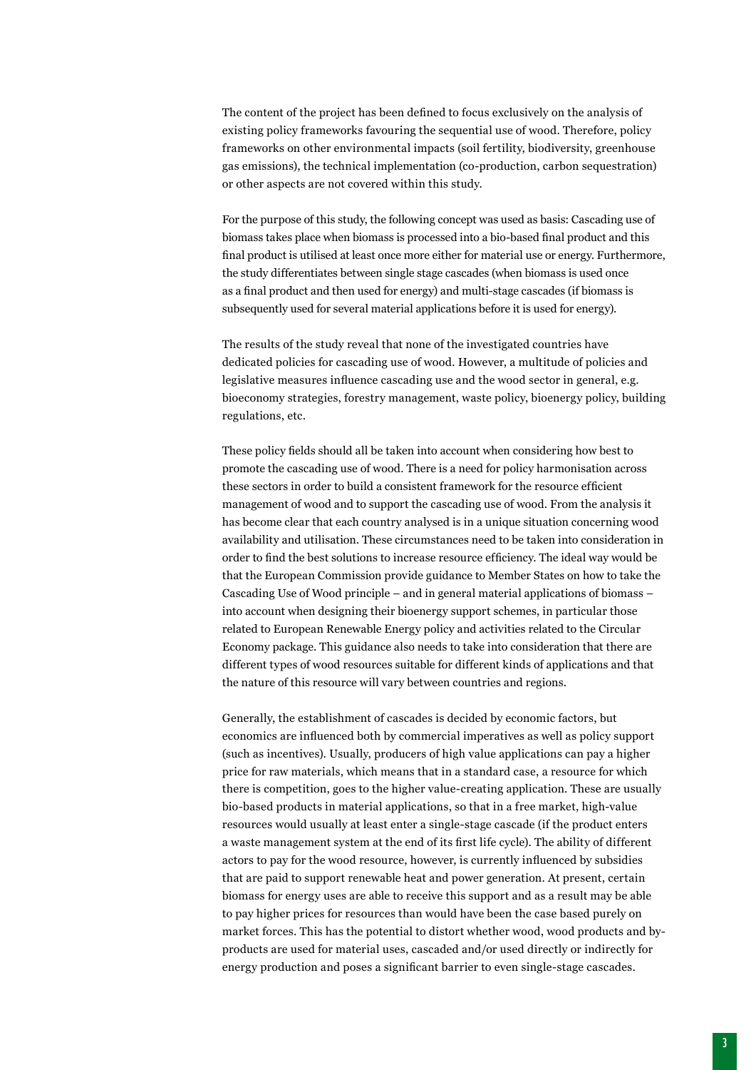The content of the project has been defined to focus exclusively on the analysis of existing policy frameworks favouring the sequential use of wood. Therefore, policy frameworks on other environmental impacts (soil fertility, biodiversity, greenhouse gas emissions), the technical implementation (co-production, carbon sequestration) or other aspects are not covered within this study.

For the purpose of this study, the following concept was used as basis: Cascading use of biomass takes place when biomass is processed into a bio-based final product and this final product is utilised at least once more either for material use or energy. Furthermore, the study differentiates between single stage cascades (when biomass is used once as a final product and then used for energy) and multi-stage cascades (if biomass is subsequently used for several material applications before it is used for energy).

The results of the study reveal that none of the investigated countries have dedicated policies for cascading use of wood. However, a multitude of policies and legislative measures influence cascading use and the wood sector in general, e.g. bioeconomy strategies, forestry management, waste policy, bioenergy policy, building regulations, etc.

These policy fields should all be taken into account when considering how best to promote the cascading use of wood. There is a need for policy harmonisation across these sectors in order to build a consistent framework for the resource efficient management of wood and to support the cascading use of wood. From the analysis it has become clear that each country analysed is in a unique situation concerning wood availability and utilisation. These circumstances need to be taken into consideration in order to find the best solutions to increase resource efficiency. The ideal way would be that the European Commission provide guidance to Member States on how to take the Cascading Use of Wood principle – and in general material applications of biomass – into account when designing their bioenergy support schemes, in particular those related to European Renewable Energy policy and activities related to the Circular Economy package. This guidance also needs to take into consideration that there are different types of wood resources suitable for different kinds of applications and that the nature of this resource will vary between countries and regions.

Generally, the establishment of cascades is decided by economic factors, but economics are influenced both by commercial imperatives as well as policy support (such as incentives). Usually, producers of high value applications can pay a higher price for raw materials, which means that in a standard case, a resource for which there is competition, goes to the higher value-creating application. These are usually bio-based products in material applications, so that in a free market, high-value resources would usually at least enter a single-stage cascade (if the product enters a waste management system at the end of its first life cycle). The ability of different actors to pay for the wood resource, however, is currently influenced by subsidies that are paid to support renewable heat and power generation. At present, certain biomass for energy uses are able to receive this support and as a result may be able to pay higher prices for resources than would have been the case based purely on market forces. This has the potential to distort whether wood, wood products and by-products are used for material uses, cascaded and/or used directly or indirectly for energy production and poses a significant barrier to even single-stage cascades.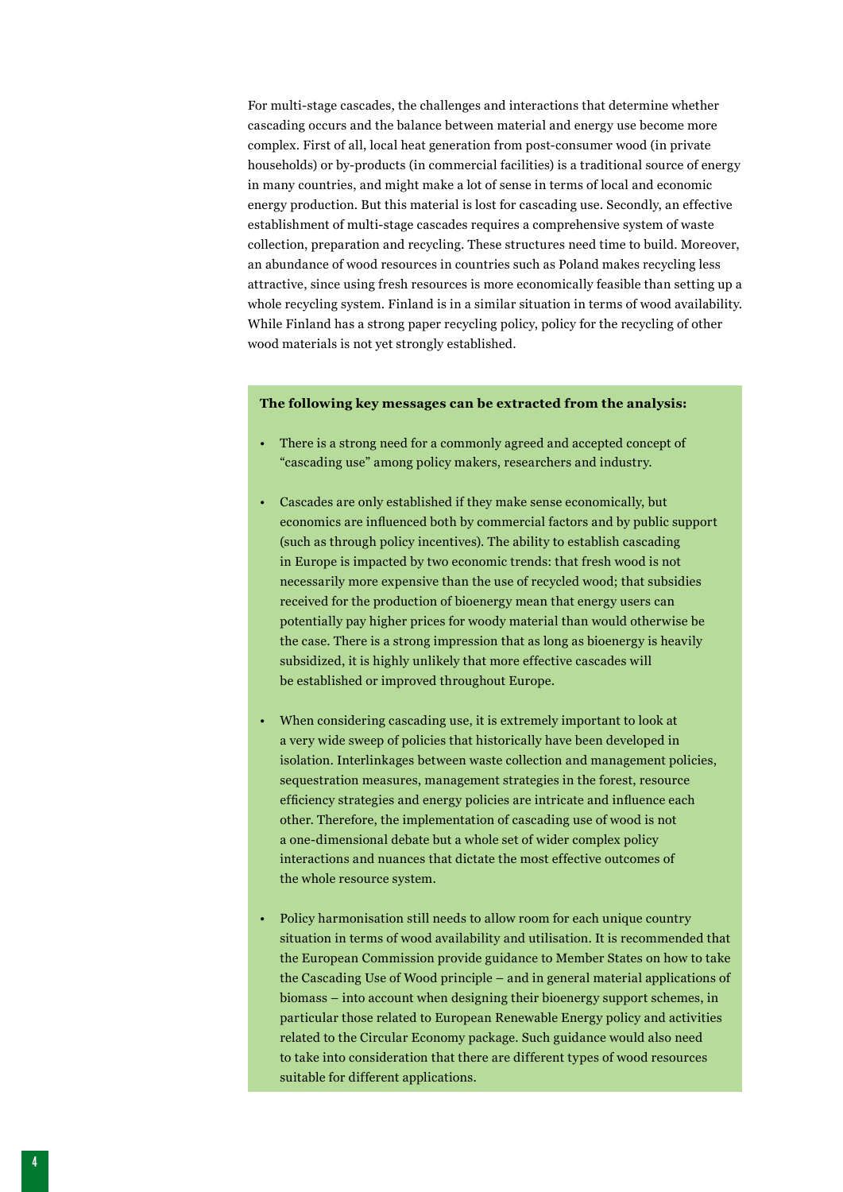For multi-stage cascades, the challenges and interactions that determine whether cascading occurs and the balance between material and energy use become more complex. First of all, local heat generation from post-consumer wood (in private households) or by-products (in commercial facilities) is a traditional source of energy in many countries, and might make a lot of sense in terms of local and economic energy production. But this material is lost for cascading use. Secondly, an effective establishment of multi-stage cascades requires a comprehensive system of waste collection, preparation and recycling. These structures need time to build. Moreover, an abundance of wood resources in countries such as Poland makes recycling less attractive, since using fresh resources is more economically feasible than setting up a whole recycling system. Finland is in a similar situation in terms of wood availability. While Finland has a strong paper recycling policy, policy for the recycling of other wood materials is not yet strongly established.

**The following key messages can be extracted from the analysis:**

- There is a strong need for a commonly agreed and accepted concept of "cascading use" among policy makers, researchers and industry.
- Cascades are only established if they make sense economically, but economics are influenced both by commercial factors and by public support (such as through policy incentives). The ability to establish cascading in Europe is impacted by two economic trends: that fresh wood is not necessarily more expensive than the use of recycled wood; that subsidies received for the production of bioenergy mean that energy users can potentially pay higher prices for woody material than would otherwise be the case. There is a strong impression that as long as bioenergy is heavily subsidized, it is highly unlikely that more effective cascades will be established or improved throughout Europe.
- When considering cascading use, it is extremely important to look at a very wide sweep of policies that historically have been developed in isolation. Interlinkages between waste collection and management policies, sequestration measures, management strategies in the forest, resource efficiency strategies and energy policies are intricate and influence each other. Therefore, the implementation of cascading use of wood is not a one-dimensional debate but a whole set of wider complex policy interactions and nuances that dictate the most effective outcomes of the whole resource system.
- Policy harmonisation still needs to allow room for each unique country situation in terms of wood availability and utilisation. It is recommended that the European Commission provide guidance to Member States on how to take the Cascading Use of Wood principle – and in general material applications of biomass – into account when designing their bioenergy support schemes, in particular those related to European Renewable Energy policy and activities related to the Circular Economy package. Such guidance would also need to take into consideration that there are different types of wood resources suitable for different applications.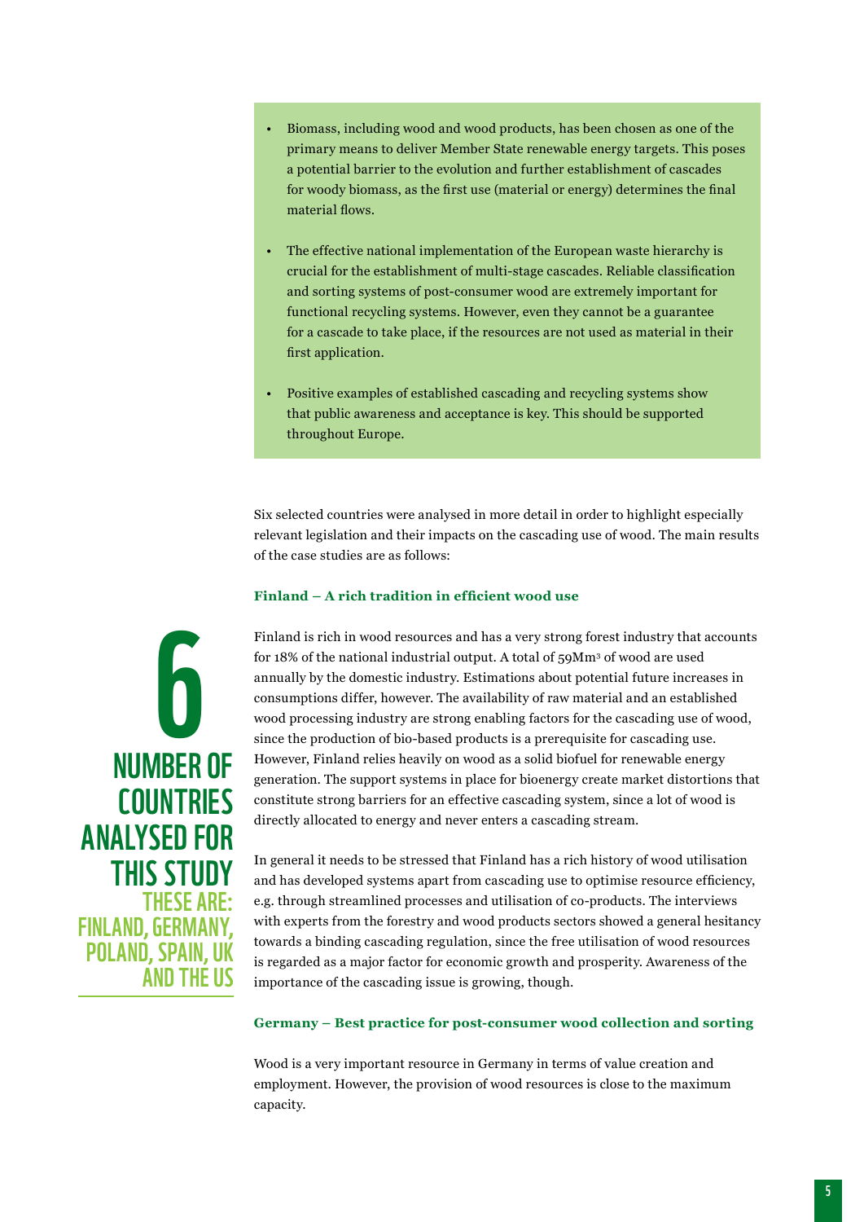- Biomass, including wood and wood products, has been chosen as one of the primary means to deliver Member State renewable energy targets. This poses a potential barrier to the evolution and further establishment of cascades for woody biomass, as the first use (material or energy) determines the final material flows.
- The effective national implementation of the European waste hierarchy is crucial for the establishment of multi-stage cascades. Reliable classification and sorting systems of post-consumer wood are extremely important for functional recycling systems. However, even they cannot be a guarantee for a cascade to take place, if the resources are not used as material in their first application.
- Positive examples of established cascading and recycling systems show that public awareness and acceptance is key. This should be supported throughout Europe.

Six selected countries were analysed in more detail in order to highlight especially relevant legislation and their impacts on the cascading use of wood. The main results of the case studies are as follows:

**6**
**NUMBER OF COUNTRIES ANALYSED FOR THIS STUDY**
THESE ARE: FINLAND, GERMANY, POLAND, SPAIN, UK AND THE US

### Finland – A rich tradition in efficient wood use

Finland is rich in wood resources and has a very strong forest industry that accounts for 18% of the national industrial output. A total of 59Mm$^3$ of wood are used annually by the domestic industry. Estimations about potential future increases in consumptions differ, however. The availability of raw material and an established wood processing industry are strong enabling factors for the cascading use of wood, since the production of bio-based products is a prerequisite for cascading use. However, Finland relies heavily on wood as a solid biofuel for renewable energy generation. The support systems in place for bioenergy create market distortions that constitute strong barriers for an effective cascading system, since a lot of wood is directly allocated to energy and never enters a cascading stream.

In general it needs to be stressed that Finland has a rich history of wood utilisation and has developed systems apart from cascading use to optimise resource efficiency, e.g. through streamlined processes and utilisation of co-products. The interviews with experts from the forestry and wood products sectors showed a general hesitancy towards a binding cascading regulation, since the free utilisation of wood resources is regarded as a major factor for economic growth and prosperity. Awareness of the importance of the cascading issue is growing, though.

### Germany – Best practice for post-consumer wood collection and sorting

Wood is a very important resource in Germany in terms of value creation and employment. However, the provision of wood resources is close to the maximum capacity.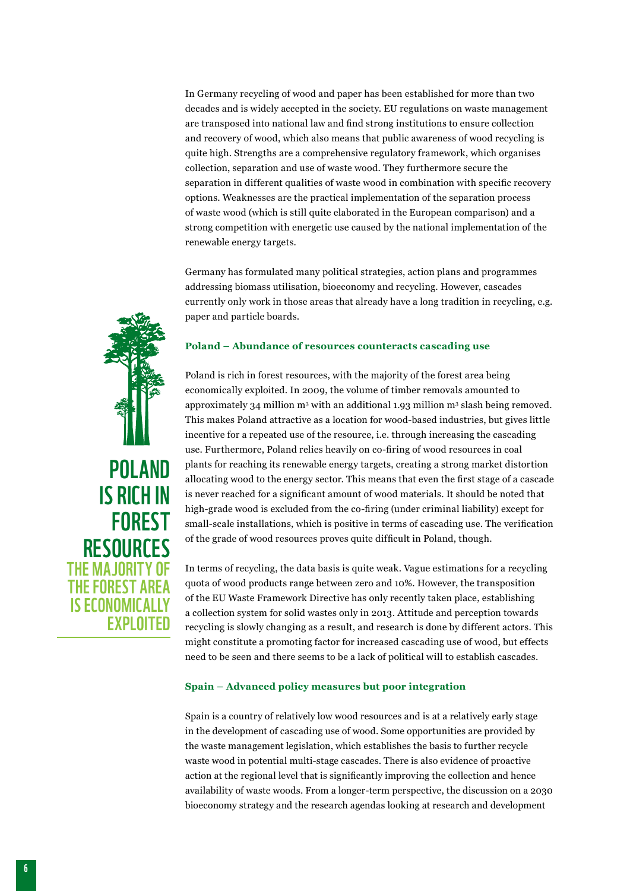In Germany recycling of wood and paper has been established for more than two decades and is widely accepted in the society. EU regulations on waste management are transposed into national law and find strong institutions to ensure collection and recovery of wood, which also means that public awareness of wood recycling is quite high. Strengths are a comprehensive regulatory framework, which organises collection, separation and use of waste wood. They furthermore secure the separation in different qualities of waste wood in combination with specific recovery options. Weaknesses are the practical implementation of the separation process of waste wood (which is still quite elaborated in the European comparison) and a strong competition with energetic use caused by the national implementation of the renewable energy targets.

Germany has formulated many political strategies, action plans and programmes addressing biomass utilisation, bioeconomy and recycling. However, cascades currently only work in those areas that already have a long tradition in recycling, e.g. paper and particle boards.

**POLAND IS RICH IN FOREST RESOURCES**
**THE MAJORITY OF THE FOREST AREA IS ECONOMICALLY EXPLOITED**

### Poland – Abundance of resources counteracts cascading use

Poland is rich in forest resources, with the majority of the forest area being economically exploited. In 2009, the volume of timber removals amounted to approximately 34 million $m^3$ with an additional 1.93 million $m^3$ slash being removed. This makes Poland attractive as a location for wood-based industries, but gives little incentive for a repeated use of the resource, i.e. through increasing the cascading use. Furthermore, Poland relies heavily on co-firing of wood resources in coal plants for reaching its renewable energy targets, creating a strong market distortion allocating wood to the energy sector. This means that even the first stage of a cascade is never reached for a significant amount of wood materials. It should be noted that high-grade wood is excluded from the co-firing (under criminal liability) except for small-scale installations, which is positive in terms of cascading use. The verification of the grade of wood resources proves quite difficult in Poland, though.

In terms of recycling, the data basis is quite weak. Vague estimations for a recycling quota of wood products range between zero and 10%. However, the transposition of the EU Waste Framework Directive has only recently taken place, establishing a collection system for solid wastes only in 2013. Attitude and perception towards recycling is slowly changing as a result, and research is done by different actors. This might constitute a promoting factor for increased cascading use of wood, but effects need to be seen and there seems to be a lack of political will to establish cascades.

### Spain – Advanced policy measures but poor integration

Spain is a country of relatively low wood resources and is at a relatively early stage in the development of cascading use of wood. Some opportunities are provided by the waste management legislation, which establishes the basis to further recycle waste wood in potential multi-stage cascades. There is also evidence of proactive action at the regional level that is significantly improving the collection and hence availability of waste woods. From a longer-term perspective, the discussion on a 2030 bioeconomy strategy and the research agendas looking at research and development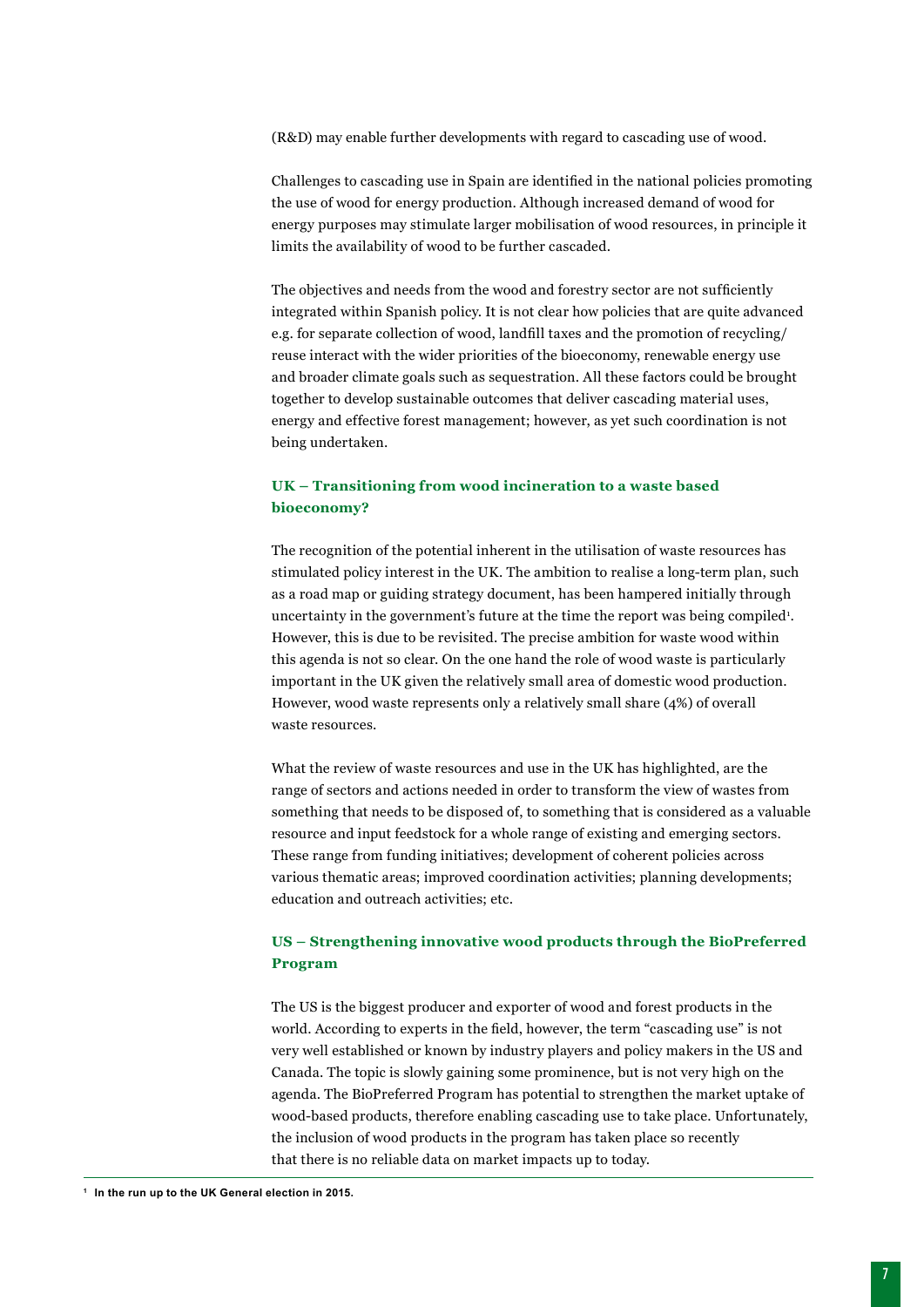(R&D) may enable further developments with regard to cascading use of wood.

Challenges to cascading use in Spain are identified in the national policies promoting the use of wood for energy production. Although increased demand of wood for energy purposes may stimulate larger mobilisation of wood resources, in principle it limits the availability of wood to be further cascaded.

The objectives and needs from the wood and forestry sector are not sufficiently integrated within Spanish policy. It is not clear how policies that are quite advanced e.g. for separate collection of wood, landfill taxes and the promotion of recycling/ reuse interact with the wider priorities of the bioeconomy, renewable energy use and broader climate goals such as sequestration. All these factors could be brought together to develop sustainable outcomes that deliver cascading material uses, energy and effective forest management; however, as yet such coordination is not being undertaken.

### UK – Transitioning from wood incineration to a waste based bioeconomy?

The recognition of the potential inherent in the utilisation of waste resources has stimulated policy interest in the UK. The ambition to realise a long-term plan, such as a road map or guiding strategy document, has been hampered initially through uncertainty in the government's future at the time the report was being compiled[1]. However, this is due to be revisited. The precise ambition for waste wood within this agenda is not so clear. On the one hand the role of wood waste is particularly important in the UK given the relatively small area of domestic wood production. However, wood waste represents only a relatively small share (4%) of overall waste resources.

What the review of waste resources and use in the UK has highlighted, are the range of sectors and actions needed in order to transform the view of wastes from something that needs to be disposed of, to something that is considered as a valuable resource and input feedstock for a whole range of existing and emerging sectors. These range from funding initiatives; development of coherent policies across various thematic areas; improved coordination activities; planning developments; education and outreach activities; etc.

### US – Strengthening innovative wood products through the BioPreferred Program

The US is the biggest producer and exporter of wood and forest products in the world. According to experts in the field, however, the term "cascading use" is not very well established or known by industry players and policy makers in the US and Canada. The topic is slowly gaining some prominence, but is not very high on the agenda. The BioPreferred Program has potential to strengthen the market uptake of wood-based products, therefore enabling cascading use to take place. Unfortunately, the inclusion of wood products in the program has taken place so recently that there is no reliable data on market impacts up to today.

---

[1] **In the run up to the UK General election in 2015.**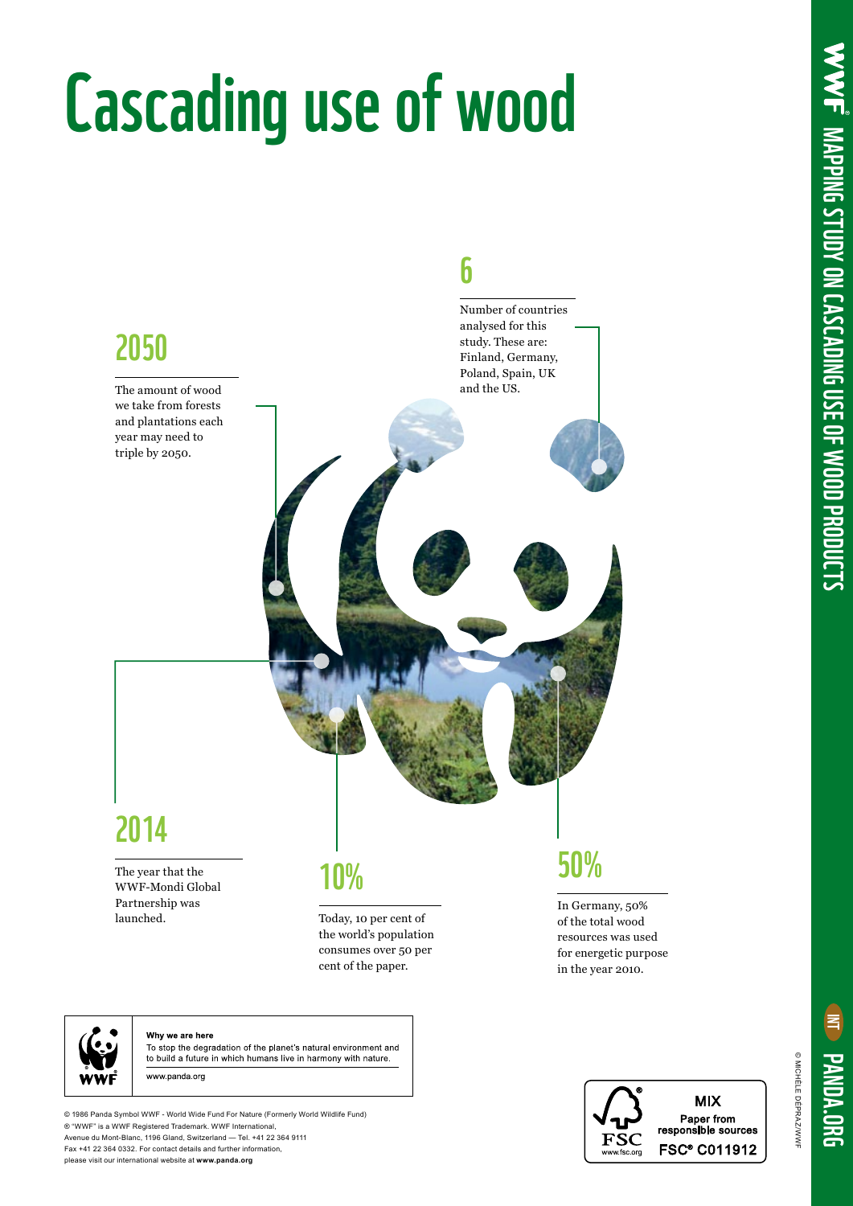# Cascading use of wood

## 2050

The amount of wood we take from forests and plantations each year may need to triple by 2050.

## 6

Number of countries analysed for this study. These are: Finland, Germany, Poland, Spain, UK and the US.

## 2014

The year that the WWF-Mondi Global Partnership was launched.

## 10%

Today, 10 per cent of the world's population consumes over 50 per cent of the paper.

## 50%

In Germany, 50% of the total wood resources was used for energetic purpose in the year 2010.

**Why we are here**

To stop the degradation of the planet's natural environment and to build a future in which humans live in harmony with nature.

www.panda.org

© 1986 Panda Symbol WWF - World Wide Fund For Nature (Formerly World Wildlife Fund)
® "WWF" is a WWF Registered Trademark. WWF International,
Avenue du Mont-Blanc, 1196 Gland, Switzerland — Tel. +41 22 364 9111
Fax +41 22 364 0332. For contact details and further information,
please visit our international website at **www.panda.org**

MIX
Paper from responsible sources
FSC® C011912
www.fsc.org

© MICHÈLE DÉPRAZ/WWF

WWF® MAPPING STUDY ON CASCADING USE OF WOOD PRODUCTS

INT PANDA.ORG